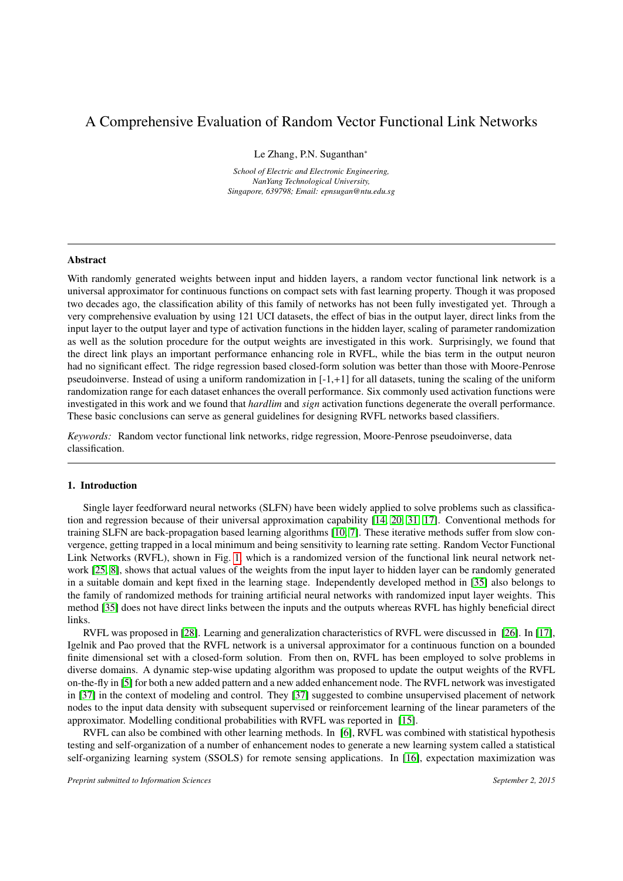# A Comprehensive Evaluation of Random Vector Functional Link Networks

Le Zhang, P.N. Suganthan*

*School of Electric and Electronic Engineering, NanYang Technological University, Singapore, 639798; Email: epnsugan@ntu.edu.sg*

---

## Abstract

With randomly generated weights between input and hidden layers, a random vector functional link network is a universal approximator for continuous functions on compact sets with fast learning property. Though it was proposed two decades ago, the classification ability of this family of networks has not been fully investigated yet. Through a very comprehensive evaluation by using 121 UCI datasets, the effect of bias in the output layer, direct links from the input layer to the output layer and type of activation functions in the hidden layer, scaling of parameter randomization as well as the solution procedure for the output weights are investigated in this work. Surprisingly, we found that the direct link plays an important performance enhancing role in RVFL, while the bias term in the output neuron had no significant effect. The ridge regression based closed-form solution was better than those with Moore-Penrose pseudoinverse. Instead of using a uniform randomization in [-1,+1] for all datasets, tuning the scaling of the uniform randomization range for each dataset enhances the overall performance. Six commonly used activation functions were investigated in this work and we found that *hardlim* and *sign* activation functions degenerate the overall performance. These basic conclusions can serve as general guidelines for designing RVFL networks based classifiers.

*Keywords:* Random vector functional link networks, ridge regression, Moore-Penrose pseudoinverse, data classification.

---

## 1. Introduction

Single layer feedforward neural networks (SLFN) have been widely applied to solve problems such as classification and regression because of their universal approximation capability [14, 20, 31, 17]. Conventional methods for training SLFN are back-propagation based learning algorithms [10, 7]. These iterative methods suffer from slow convergence, getting trapped in a local minimum and being sensitivity to learning rate setting. Random Vector Functional Link Networks (RVFL), shown in Fig. 1, which is a randomized version of the functional link neural network network [25, 8], shows that actual values of the weights from the input layer to hidden layer can be randomly generated in a suitable domain and kept fixed in the learning stage. Independently developed method in [35] also belongs to the family of randomized methods for training artificial neural networks with randomized input layer weights. This method [35] does not have direct links between the inputs and the outputs whereas RVFL has highly beneficial direct links.

RVFL was proposed in [28]. Learning and generalization characteristics of RVFL were discussed in [26]. In [17], Igelnik and Pao proved that the RVFL network is a universal approximator for a continuous function on a bounded finite dimensional set with a closed-form solution. From then on, RVFL has been employed to solve problems in diverse domains. A dynamic step-wise updating algorithm was proposed to update the output weights of the RVFL on-the-fly in [5] for both a new added pattern and a new added enhancement node. The RVFL network was investigated in [37] in the context of modeling and control. They [37] suggested to combine unsupervised placement of network nodes to the input data density with subsequent supervised or reinforcement learning of the linear parameters of the approximator. Modelling conditional probabilities with RVFL was reported in [15].

RVFL can also be combined with other learning methods. In [6], RVFL was combined with statistical hypothesis testing and self-organization of a number of enhancement nodes to generate a new learning system called a statistical self-organizing learning system (SSOLS) for remote sensing applications. In [16], expectation maximization was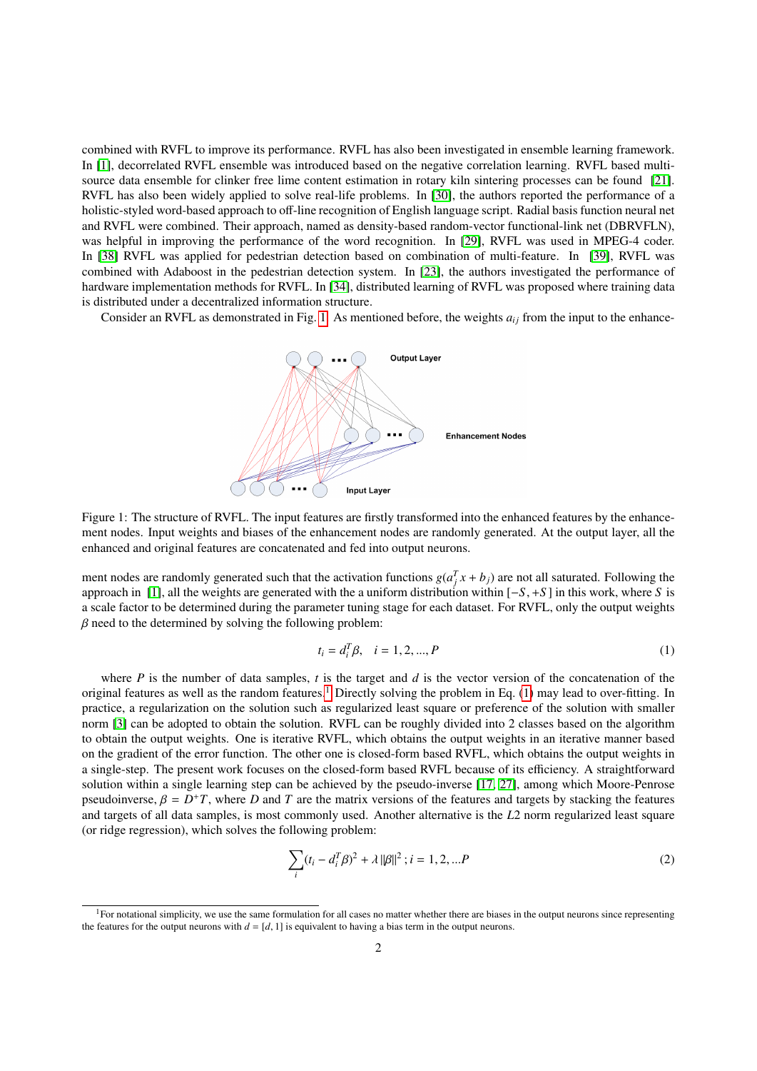combined with RVFL to improve its performance. RVFL has also been investigated in ensemble learning framework. In [1], decorrelated RVFL ensemble was introduced based on the negative correlation learning. RVFL based multi-source data ensemble for clinker free lime content estimation in rotary kiln sintering processes can be found [21]. RVFL has also been widely applied to solve real-life problems. In [30], the authors reported the performance of a holistic-styled word-based approach to off-line recognition of English language script. Radial basis function neural net and RVFL were combined. Their approach, named as density-based random-vector functional-link net (DBRVFLN), was helpful in improving the performance of the word recognition. In [29], RVFL was used in MPEG-4 coder. In [38] RVFL was applied for pedestrian detection based on combination of multi-feature. In [39], RVFL was combined with Adaboost in the pedestrian detection system. In [23], the authors investigated the performance of hardware implementation methods for RVFL. In [34], distributed learning of RVFL was proposed where training data is distributed under a decentralized information structure.

Consider an RVFL as demonstrated in Fig. 1. As mentioned before, the weights $a_{ij}$ from the input to the enhancement nodes are randomly generated such that the activation functions $g(a_j^T x + b_j)$ are not all saturated. Following the approach in [1], all the weights are generated with the a uniform distribution within $[-S, +S]$ in this work, where $S$ is a scale factor to be determined during the parameter tuning stage for each dataset. For RVFL, only the output weights $\beta$ need to the determined by solving the following problem:

Figure 1: The structure of RVFL. The input features are firstly transformed into the enhanced features by the enhancement nodes. Input weights and biases of the enhancement nodes are randomly generated. At the output layer, all the enhanced and original features are concatenated and fed into output neurons.

$$t_i = d_i^T \beta, \quad i = 1, 2, ..., P \tag{1}$$

where $P$ is the number of data samples, $t$ is the target and $d$ is the vector version of the concatenation of the original features as well as the random features.[1] Directly solving the problem in Eq. (1) may lead to over-fitting. In practice, a regularization on the solution such as regularized least square or preference of the solution with smaller norm [3] can be adopted to obtain the solution. RVFL can be roughly divided into 2 classes based on the algorithm to obtain the output weights. One is iterative RVFL, which obtains the output weights in an iterative manner based on the gradient of the error function. The other one is closed-form based RVFL, which obtains the output weights in a single-step. The present work focuses on the closed-form based RVFL because of its efficiency. A straightforward solution within a single learning step can be achieved by the pseudo-inverse [17, 27], among which Moore-Penrose pseudoinverse, $\beta = D^+ T$, where $D$ and $T$ are the matrix versions of the features and targets by stacking the features and targets of all data samples, is most commonly used. Another alternative is the $L2$ norm regularized least square (or ridge regression), which solves the following problem:

$$\sum_i (t_i - d_i^T \beta)^2 + \lambda \|\beta\|^2 \, ; i = 1, 2, ...P \tag{2}$$

[1] For notational simplicity, we use the same formulation for all cases no matter whether there are biases in the output neurons since representing the features for the output neurons with $d = [d, 1]$ is equivalent to having a bias term in the output neurons.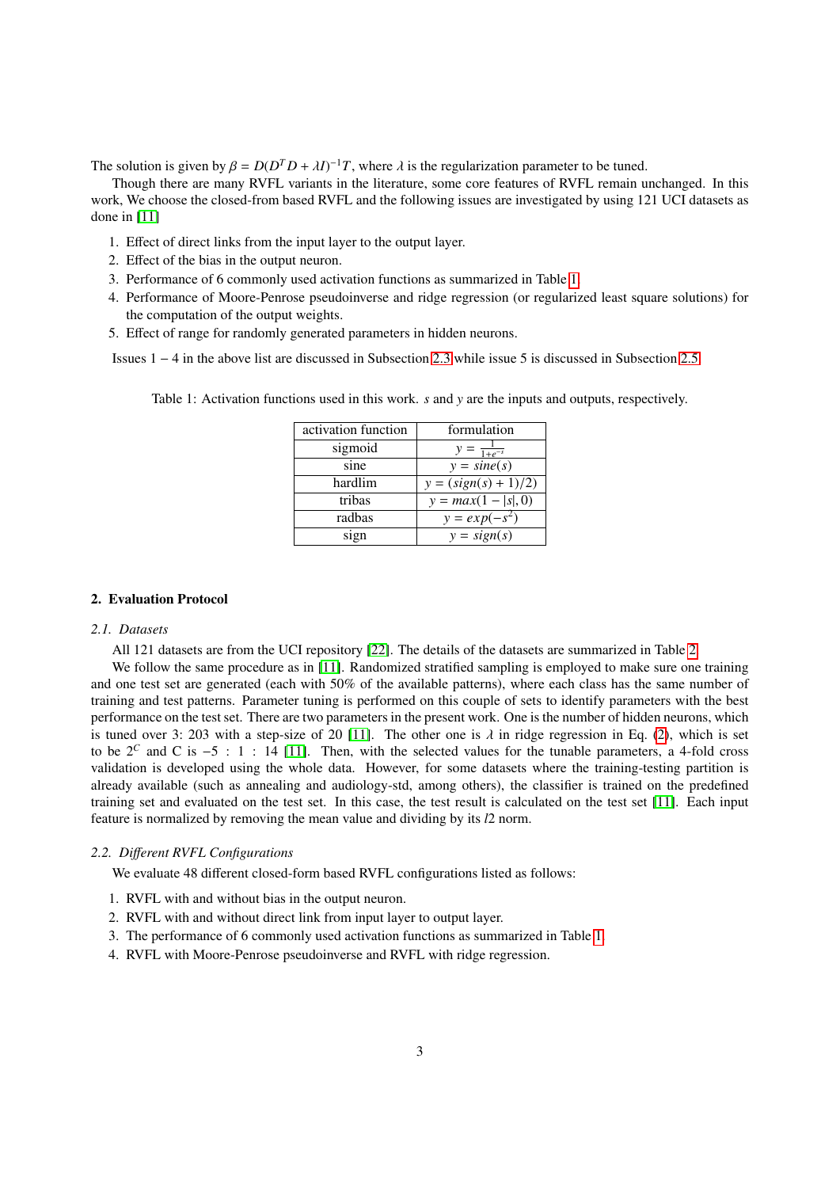The solution is given by $\beta = D(D^T D + \lambda I)^{-1} T$, where $\lambda$ is the regularization parameter to be tuned.

Though there are many RVFL variants in the literature, some core features of RVFL remain unchanged. In this work, We choose the closed-from based RVFL and the following issues are investigated by using 121 UCI datasets as done in [11]

1. Effect of direct links from the input layer to the output layer.
2. Effect of the bias in the output neuron.
3. Performance of 6 commonly used activation functions as summarized in Table 1.
4. Performance of Moore-Penrose pseudoinverse and ridge regression (or regularized least square solutions) for the computation of the output weights.
5. Effect of range for randomly generated parameters in hidden neurons.

Issues $1-4$ in the above list are discussed in Subsection 2.3 while issue 5 is discussed in Subsection 2.5.

Table 1: Activation functions used in this work. $s$ and $y$ are the inputs and outputs, respectively.

| activation function | formulation |
|---|---|
| sigmoid | $y = \frac{1}{1+e^{-s}}$ |
| sine | $y = sine(s)$ |
| hardlim | $y = (sign(s) + 1)/2)$ |
| tribas | $y = max(1 - \lvert s \rvert, 0)$ |
| radbas | $y = exp(-s^2)$ |
| sign | $y = sign(s)$ |

## 2. Evaluation Protocol

### 2.1. Datasets

All 121 datasets are from the UCI repository [22]. The details of the datasets are summarized in Table 2.

We follow the same procedure as in [11]. Randomized stratified sampling is employed to make sure one training and one test set are generated (each with 50% of the available patterns), where each class has the same number of training and test patterns. Parameter tuning is performed on this couple of sets to identify parameters with the best performance on the test set. There are two parameters in the present work. One is the number of hidden neurons, which is tuned over 3: 203 with a step-size of 20 [11]. The other one is $\lambda$ in ridge regression in Eq. (2), which is set to be $2^C$ and C is $-5 : 1 : 14$ [11]. Then, with the selected values for the tunable parameters, a 4-fold cross validation is developed using the whole data. However, for some datasets where the training-testing partition is already available (such as annealing and audiology-std, among others), the classifier is trained on the predefined training set and evaluated on the test set. In this case, the test result is calculated on the test set [11]. Each input feature is normalized by removing the mean value and dividing by its $l2$ norm.

### 2.2. Different RVFL Configurations

We evaluate 48 different closed-form based RVFL configurations listed as follows:

1. RVFL with and without bias in the output neuron.
2. RVFL with and without direct link from input layer to output layer.
3. The performance of 6 commonly used activation functions as summarized in Table 1.
4. RVFL with Moore-Penrose pseudoinverse and RVFL with ridge regression.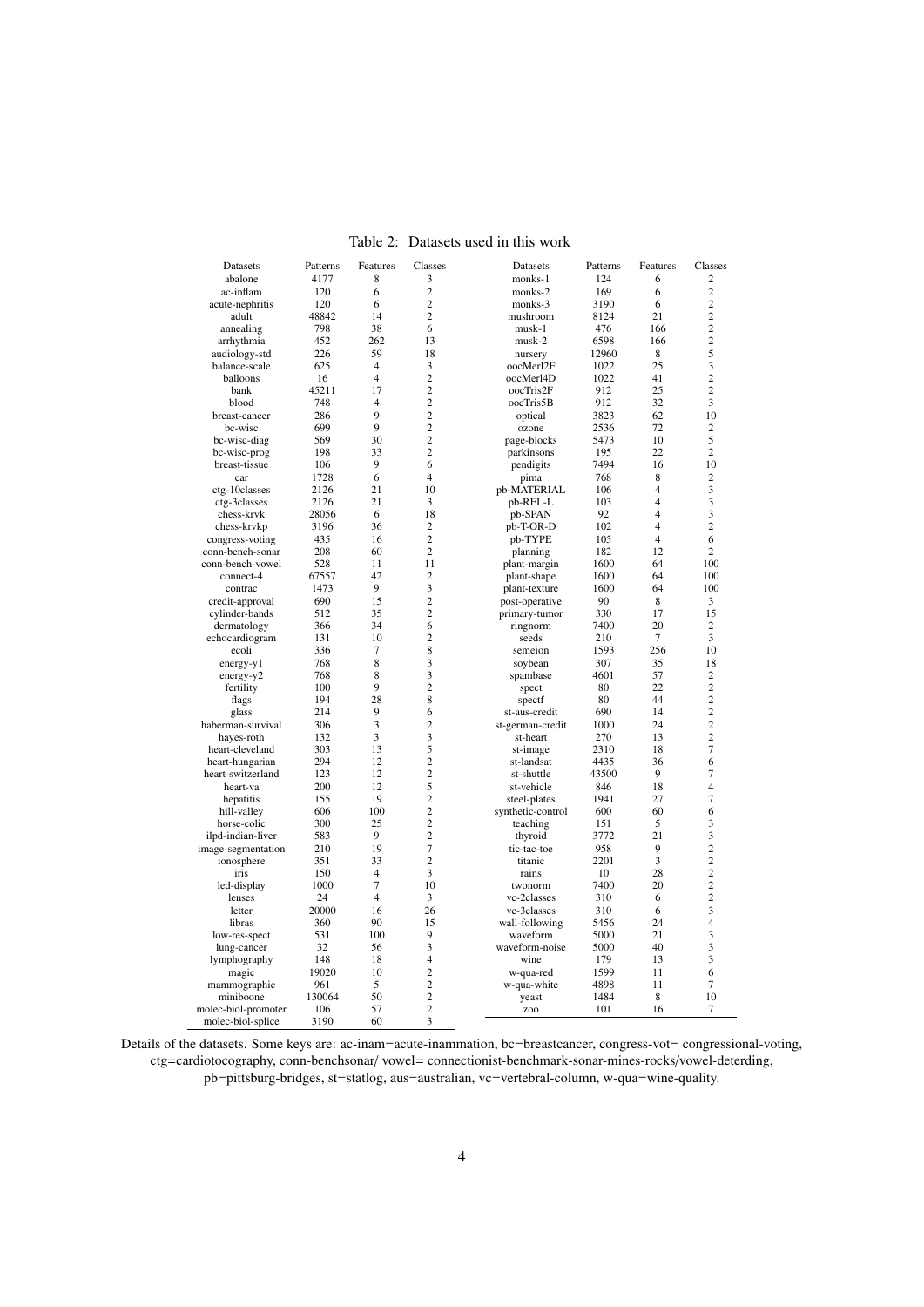Table 2: Datasets used in this work

| Datasets | Patterns | Features | Classes | Datasets | Patterns | Features | Classes |
|---|---|---|---|---|---|---|---|
| abalone | 4177 | 8 | 3 | monks-1 | 124 | 6 | 2 |
| ac-inflam | 120 | 6 | 2 | monks-2 | 169 | 6 | 2 |
| acute-nephritis | 120 | 6 | 2 | monks-3 | 3190 | 6 | 2 |
| adult | 48842 | 14 | 2 | mushroom | 8124 | 21 | 2 |
| annealing | 798 | 38 | 6 | musk-1 | 476 | 166 | 2 |
| arrhythmia | 452 | 262 | 13 | musk-2 | 6598 | 166 | 2 |
| audiology-std | 226 | 59 | 18 | nursery | 12960 | 8 | 5 |
| balance-scale | 625 | 4 | 3 | oocMerl2F | 1022 | 25 | 3 |
| balloons | 16 | 4 | 2 | oocMerl4D | 1022 | 41 | 2 |
| bank | 45211 | 17 | 2 | oocTris2F | 912 | 25 | 2 |
| blood | 748 | 4 | 2 | oocTris5B | 912 | 32 | 3 |
| breast-cancer | 286 | 9 | 2 | optical | 3823 | 62 | 10 |
| bc-wisc | 699 | 9 | 2 | ozone | 2536 | 72 | 2 |
| bc-wisc-diag | 569 | 30 | 2 | page-blocks | 5473 | 10 | 5 |
| bc-wisc-prog | 198 | 33 | 2 | parkinsons | 195 | 22 | 2 |
| breast-tissue | 106 | 9 | 6 | pendigits | 7494 | 16 | 10 |
| car | 1728 | 6 | 4 | pima | 768 | 8 | 2 |
| ctg-10classes | 2126 | 21 | 10 | pb-MATERIAL | 106 | 4 | 3 |
| ctg-3classes | 2126 | 21 | 3 | pb-REL-L | 103 | 4 | 3 |
| chess-krvk | 28056 | 6 | 18 | pb-SPAN | 92 | 4 | 3 |
| chess-krvkp | 3196 | 36 | 2 | pb-T-OR-D | 102 | 4 | 2 |
| congress-voting | 435 | 16 | 2 | pb-TYPE | 105 | 4 | 6 |
| conn-bench-sonar | 208 | 60 | 2 | planning | 182 | 12 | 2 |
| conn-bench-vowel | 528 | 11 | 11 | plant-margin | 1600 | 64 | 100 |
| connect-4 | 67557 | 42 | 2 | plant-shape | 1600 | 64 | 100 |
| contrac | 1473 | 9 | 3 | plant-texture | 1600 | 64 | 100 |
| credit-approval | 690 | 15 | 2 | post-operative | 90 | 8 | 3 |
| cylinder-bands | 512 | 35 | 2 | primary-tumor | 330 | 17 | 15 |
| dermatology | 366 | 34 | 6 | ringnorm | 7400 | 20 | 2 |
| echocardiogram | 131 | 10 | 2 | seeds | 210 | 7 | 3 |
| ecoli | 336 | 7 | 8 | semeion | 1593 | 256 | 10 |
| energy-y1 | 768 | 8 | 3 | soybean | 307 | 35 | 18 |
| energy-y2 | 768 | 8 | 3 | spambase | 4601 | 57 | 2 |
| fertility | 100 | 9 | 2 | spect | 80 | 22 | 2 |
| flags | 194 | 28 | 8 | spectf | 80 | 44 | 2 |
| glass | 214 | 9 | 6 | st-aus-credit | 690 | 14 | 2 |
| haberman-survival | 306 | 3 | 2 | st-german-credit | 1000 | 24 | 2 |
| hayes-roth | 132 | 3 | 3 | st-heart | 270 | 13 | 2 |
| heart-cleveland | 303 | 13 | 5 | st-image | 2310 | 18 | 7 |
| heart-hungarian | 294 | 12 | 2 | st-landsat | 4435 | 36 | 6 |
| heart-switzerland | 123 | 12 | 2 | st-shuttle | 43500 | 9 | 7 |
| heart-va | 200 | 12 | 5 | st-vehicle | 846 | 18 | 4 |
| hepatitis | 155 | 19 | 2 | steel-plates | 1941 | 27 | 7 |
| hill-valley | 606 | 100 | 2 | synthetic-control | 600 | 60 | 6 |
| horse-colic | 300 | 25 | 2 | teaching | 151 | 5 | 3 |
| ilpd-indian-liver | 583 | 9 | 2 | thyroid | 3772 | 21 | 3 |
| image-segmentation | 210 | 19 | 7 | tic-tac-toe | 958 | 9 | 2 |
| ionosphere | 351 | 33 | 2 | titanic | 2201 | 3 | 2 |
| iris | 150 | 4 | 3 | rains | 10 | 28 | 2 |
| led-display | 1000 | 7 | 10 | twonorm | 7400 | 20 | 2 |
| lenses | 24 | 4 | 3 | vc-2classes | 310 | 6 | 2 |
| letter | 20000 | 16 | 26 | vc-3classes | 310 | 6 | 3 |
| libras | 360 | 90 | 15 | wall-following | 5456 | 24 | 4 |
| low-res-spect | 531 | 100 | 9 | waveform | 5000 | 21 | 3 |
| lung-cancer | 32 | 56 | 3 | waveform-noise | 5000 | 40 | 3 |
| lymphography | 148 | 18 | 4 | wine | 179 | 13 | 3 |
| magic | 19020 | 10 | 2 | w-qua-red | 1599 | 11 | 6 |
| mammographic | 961 | 5 | 2 | w-qua-white | 4898 | 11 | 7 |
| miniboone | 130064 | 50 | 2 | yeast | 1484 | 8 | 10 |
| molec-biol-promoter | 106 | 57 | 2 | zoo | 101 | 16 | 7 |
| molec-biol-splice | 3190 | 60 | 3 | | | | |

Details of the datasets. Some keys are: ac-inam=acute-inammation, bc=breastcancer, congress-vot= congressional-voting, ctg=cardiotocography, conn-benchsonar/ vowel= connectionist-benchmark-sonar-mines-rocks/vowel-deterding, pb=pittsburg-bridges, st=statlog, aus=australian, vc=vertebral-column, w-qua=wine-quality.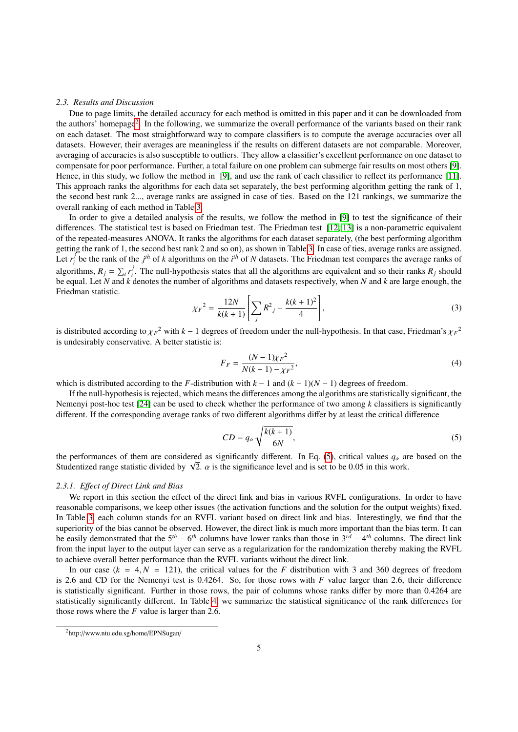### 2.3. Results and Discussion

Due to page limits, the detailed accuracy for each method is omitted in this paper and it can be downloaded from the authors' homepage[2]. In the following, we summarize the overall performance of the variants based on their rank on each dataset. The most straightforward way to compare classifiers is to compute the average accuracies over all datasets. However, their averages are meaningless if the results on different datasets are not comparable. Moreover, averaging of accuracies is also susceptible to outliers. They allow a classifier's excellent performance on one dataset to compensate for poor performance. Further, a total failure on one problem can submerge fair results on most others [9]. Hence, in this study, we follow the method in [9], and use the rank of each classifier to reflect its performance [11]. This approach ranks the algorithms for each data set separately, the best performing algorithm getting the rank of 1, the second best rank 2..., average ranks are assigned in case of ties. Based on the 121 rankings, we summarize the overall ranking of each method in Table 3.

In order to give a detailed analysis of the results, we follow the method in [9] to test the significance of their differences. The statistical test is based on Friedman test. The Friedman test [12, 13] is a non-parametric equivalent of the repeated-measures ANOVA. It ranks the algorithms for each dataset separately, (the best performing algorithm getting the rank of 1, the second best rank 2 and so on), as shown in Table 3. In case of ties, average ranks are assigned. Let $r_i^j$ be the rank of the $j^{th}$ of $k$ algorithms on the $i^{th}$ of $N$ datasets. The Friedman test compares the average ranks of algorithms, $R_j = \sum_i r_i^j$. The null-hypothesis states that all the algorithms are equivalent and so their ranks $R_j$ should be equal. Let $N$ and $k$ denotes the number of algorithms and datasets respectively, when $N$ and $k$ are large enough, the Friedman statistic.

$$\chi_F{}^2 = \frac{12N}{k(k+1)}\left[\sum_j R^2{}_j - \frac{k(k+1)^2}{4}\right], \tag{3}$$

is distributed according to $\chi_F{}^2$ with $k-1$ degrees of freedom under the null-hypothesis. In that case, Friedman's $\chi_F{}^2$ is undesirably conservative. A better statistic is:

$$F_F = \frac{(N-1)\chi_F{}^2}{N(k-1)-\chi_F{}^2}, \tag{4}$$

which is distributed according to the $F$-distribution with $k-1$ and $(k-1)(N-1)$ degrees of freedom.

If the null-hypothesis is rejected, which means the differences among the algorithms are statistically significant, the Nemenyi post-hoc test [24] can be used to check whether the performance of two among $k$ classifiers is significantly different. If the corresponding average ranks of two different algorithms differ by at least the critical difference

$$CD = q_\alpha \sqrt{\frac{k(k+1)}{6N}}, \tag{5}$$

the performances of them are considered as significantly different. In Eq. (5), critical values $q_\alpha$ are based on the Studentized range statistic divided by $\sqrt{2}$. $\alpha$ is the significance level and is set to be 0.05 in this work.

#### 2.3.1. Effect of Direct Link and Bias

We report in this section the effect of the direct link and bias in various RVFL configurations. In order to have reasonable comparisons, we keep other issues (the activation functions and the solution for the output weights) fixed. In Table 3, each column stands for an RVFL variant based on direct link and bias. Interestingly, we find that the superiority of the bias cannot be observed. However, the direct link is much more important than the bias term. It can be easily demonstrated that the $5^{th} - 6^{th}$ columns have lower ranks than those in $3^{rd} - 4^{th}$ columns. The direct link from the input layer to the output layer can serve as a regularization for the randomization thereby making the RVFL to achieve overall better performance than the RVFL variants without the direct link.

In our case ($k = 4, N = 121$), the critical values for the $F$ distribution with 3 and 360 degrees of freedom is 2.6 and CD for the Nemenyi test is 0.4264. So, for those rows with $F$ value larger than 2.6, their difference is statistically significant. Further in those rows, the pair of columns whose ranks differ by more than 0.4264 are statistically significantly different. In Table 4, we summarize the statistical significance of the rank differences for those rows where the $F$ value is larger than 2.6.

[2] http://www.ntu.edu.sg/home/EPNSugan/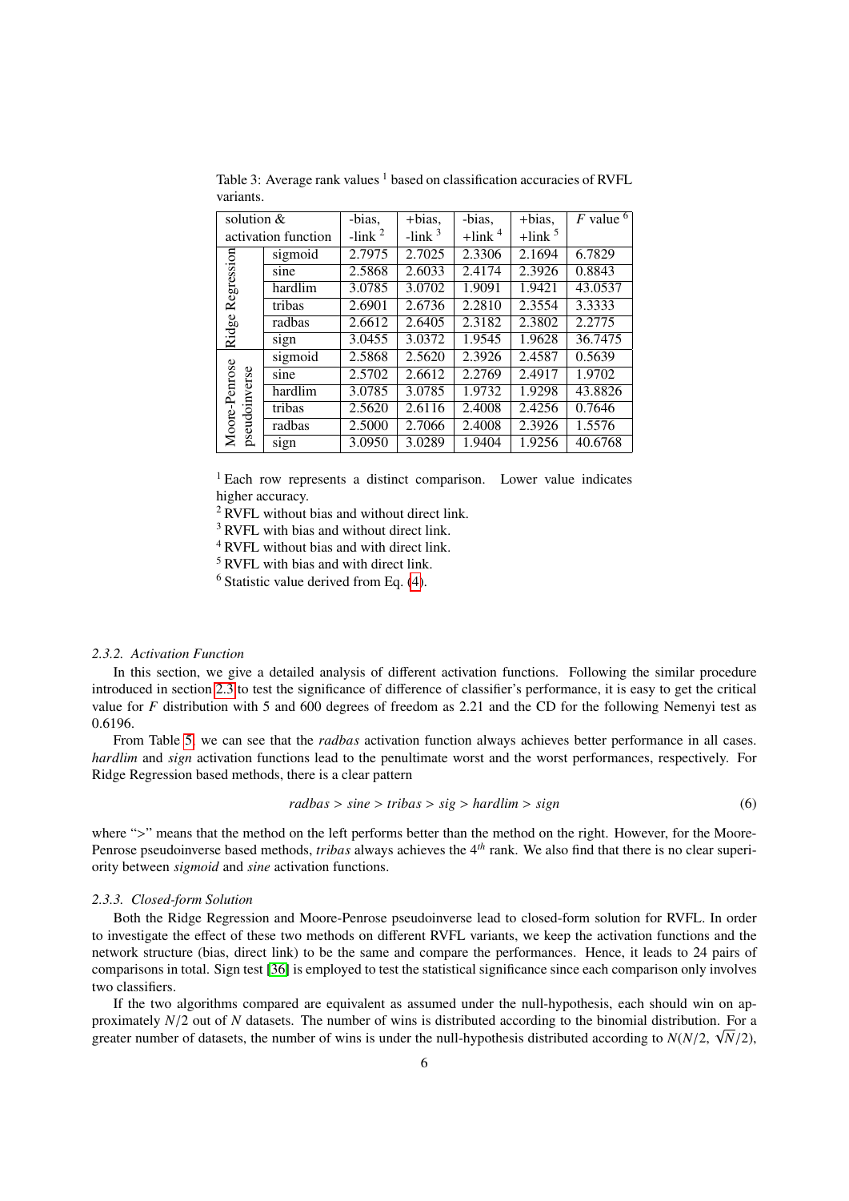Table 3: Average rank values [1] based on classification accuracies of RVFL variants.

| solution & activation function | | -bias, -link [2] | +bias, -link [3] | -bias, +link [4] | +bias, +link [5] | $F$ value [6] |
|---|---|---|---|---|---|---|
| Ridge Regression | sigmoid | 2.7975 | 2.7025 | 2.3306 | 2.1694 | 6.7829 |
| | sine | 2.5868 | 2.6033 | 2.4174 | 2.3926 | 0.8843 |
| | hardlim | 3.0785 | 3.0702 | 1.9091 | 1.9421 | 43.0537 |
| | tribas | 2.6901 | 2.6736 | 2.2810 | 2.3554 | 3.3333 |
| | radbas | 2.6612 | 2.6405 | 2.3182 | 2.3802 | 2.2775 |
| | sign | 3.0455 | 3.0372 | 1.9545 | 1.9628 | 36.7475 |
| Moore-Penrose pseudoinverse | sigmoid | 2.5868 | 2.5620 | 2.3926 | 2.4587 | 0.5639 |
| | sine | 2.5702 | 2.6612 | 2.2769 | 2.4917 | 1.9702 |
| | hardlim | 3.0785 | 3.0785 | 1.9732 | 1.9298 | 43.8826 |
| | tribas | 2.5620 | 2.6116 | 2.4008 | 2.4256 | 0.7646 |
| | radbas | 2.5000 | 2.7066 | 2.4008 | 2.3926 | 1.5576 |
| | sign | 3.0950 | 3.0289 | 1.9404 | 1.9256 | 40.6768 |

[1] Each row represents a distinct comparison. Lower value indicates higher accuracy.
[2] RVFL without bias and without direct link.
[3] RVFL with bias and without direct link.
[4] RVFL without bias and with direct link.
[5] RVFL with bias and with direct link.
[6] Statistic value derived from Eq. (4).

#### 2.3.2. Activation Function

In this section, we give a detailed analysis of different activation functions. Following the similar procedure introduced in section 2.3 to test the significance of difference of classifier's performance, it is easy to get the critical value for $F$ distribution with 5 and 600 degrees of freedom as 2.21 and the CD for the following Nemenyi test as 0.6196.

From Table 5, we can see that the *radbas* activation function always achieves better performance in all cases. *hardlim* and *sign* activation functions lead to the penultimate worst and the worst performances, respectively. For Ridge Regression based methods, there is a clear pattern

$$radbas > sine > tribas > sig > hardlim > sign \tag{6}$$

where ">" means that the method on the left performs better than the method on the right. However, for the Moore-Penrose pseudoinverse based methods, *tribas* always achieves the $4^{th}$ rank. We also find that there is no clear superiority between *sigmoid* and *sine* activation functions.

#### 2.3.3. Closed-form Solution

Both the Ridge Regression and Moore-Penrose pseudoinverse lead to closed-form solution for RVFL. In order to investigate the effect of these two methods on different RVFL variants, we keep the activation functions and the network structure (bias, direct link) to be the same and compare the performances. Hence, it leads to 24 pairs of comparisons in total. Sign test [36] is employed to test the statistical significance since each comparison only involves two classifiers.

If the two algorithms compared are equivalent as assumed under the null-hypothesis, each should win on approximately $N/2$ out of $N$ datasets. The number of wins is distributed according to the binomial distribution. For a greater number of datasets, the number of wins is under the null-hypothesis distributed according to $N(N/2, \sqrt{N}/2)$,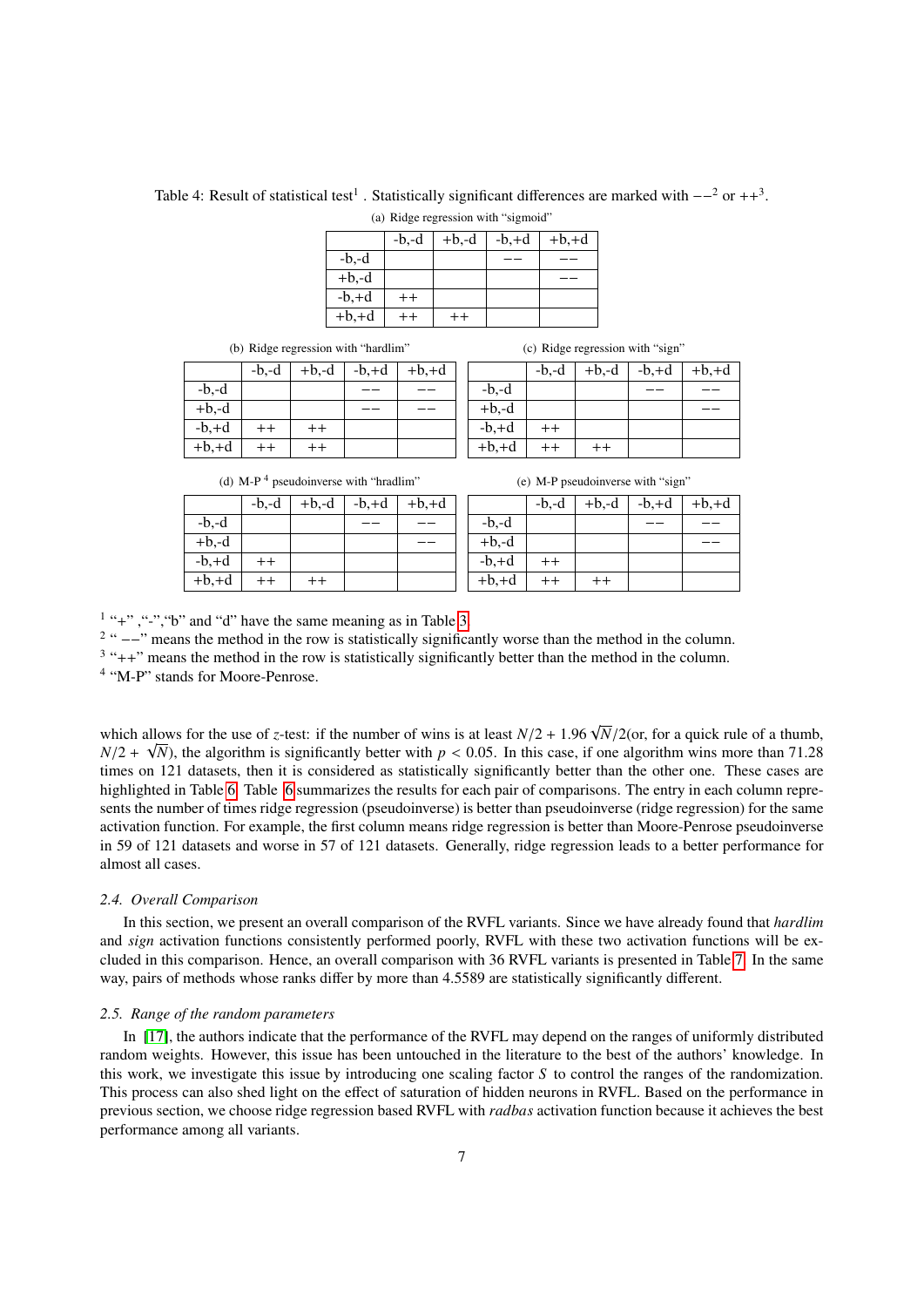Table 4: Result of statistical test[1] . Statistically significant differences are marked with −−[2] or ++[3].

(a) Ridge regression with "sigmoid"

| | -b,-d | +b,-d | -b,+d | +b,+d |
|---|---|---|---|---|
| -b,-d | | | −− | −− |
| +b,-d | | | | −− |
| -b,+d | ++ | | | |
| +b,+d | ++ | ++ | | |

(b) Ridge regression with "hardlim"

| | -b,-d | +b,-d | -b,+d | +b,+d |
|---|---|---|---|---|
| -b,-d | | | −− | −− |
| +b,-d | | | −− | −− |
| -b,+d | ++ | ++ | | |
| +b,+d | ++ | ++ | | |

(c) Ridge regression with "sign"

| | -b,-d | +b,-d | -b,+d | +b,+d |
|---|---|---|---|---|
| -b,-d | | | −− | −− |
| +b,-d | | | | −− |
| -b,+d | ++ | | | |
| +b,+d | ++ | ++ | | |

(d) M-P [4] pseudoinverse with "hradlim"

| | -b,-d | +b,-d | -b,+d | +b,+d |
|---|---|---|---|---|
| -b,-d | | | −− | −− |
| +b,-d | | | | −− |
| -b,+d | ++ | | | |
| +b,+d | ++ | ++ | | |

(e) M-P pseudoinverse with "sign"

| | -b,-d | +b,-d | -b,+d | +b,+d |
|---|---|---|---|---|
| -b,-d | | | −− | −− |
| +b,-d | | | | −− |
| -b,+d | ++ | | | |
| +b,+d | ++ | ++ | | |

[1] "+" ,"-","b" and "d" have the same meaning as in Table 3.
[2] " −−" means the method in the row is statistically significantly worse than the method in the column.
[3] "++" means the method in the row is statistically significantly better than the method in the column.
[4] "M-P" stands for Moore-Penrose.

which allows for the use of $z$-test: if the number of wins is at least $N/2 + 1.96\sqrt{N}/2$(or, for a quick rule of a thumb, $N/2 + \sqrt{N}$), the algorithm is significantly better with $p < 0.05$. In this case, if one algorithm wins more than 71.28 times on 121 datasets, then it is considered as statistically significantly better than the other one. These cases are highlighted in Table 6. Table 6 summarizes the results for each pair of comparisons. The entry in each column represents the number of times ridge regression (pseudoinverse) is better than pseudoinverse (ridge regression) for the same activation function. For example, the first column means ridge regression is better than Moore-Penrose pseudoinverse in 59 of 121 datasets and worse in 57 of 121 datasets. Generally, ridge regression leads to a better performance for almost all cases.

### 2.4. Overall Comparison

In this section, we present an overall comparison of the RVFL variants. Since we have already found that *hardlim* and *sign* activation functions consistently performed poorly, RVFL with these two activation functions will be excluded in this comparison. Hence, an overall comparison with 36 RVFL variants is presented in Table 7. In the same way, pairs of methods whose ranks differ by more than 4.5589 are statistically significantly different.

### 2.5. Range of the random parameters

In [17], the authors indicate that the performance of the RVFL may depend on the ranges of uniformly distributed random weights. However, this issue has been untouched in the literature to the best of the authors' knowledge. In this work, we investigate this issue by introducing one scaling factor $S$ to control the ranges of the randomization. This process can also shed light on the effect of saturation of hidden neurons in RVFL. Based on the performance in previous section, we choose ridge regression based RVFL with *radbas* activation function because it achieves the best performance among all variants.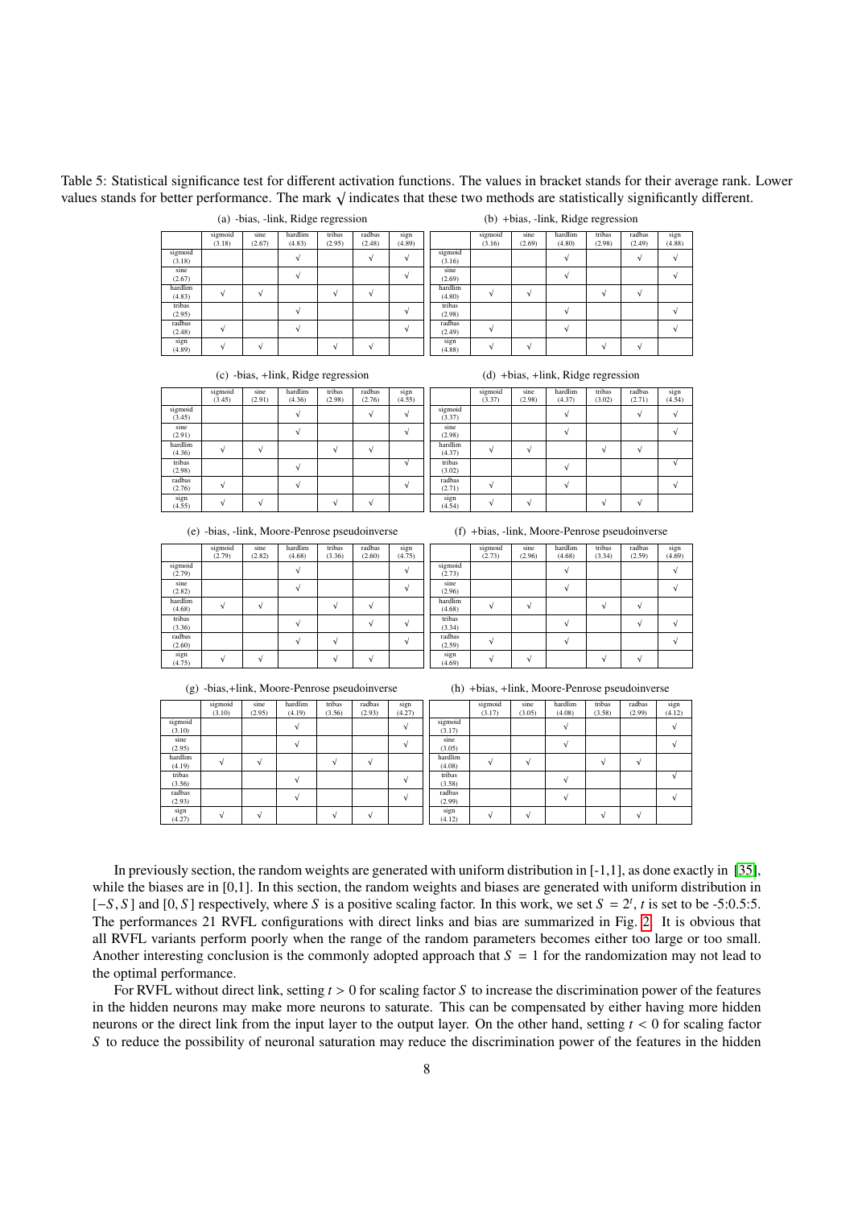Table 5: Statistical significance test for different activation functions. The values in bracket stands for their average rank. Lower values stands for better performance. The mark √ indicates that these two methods are statistically significantly different.

(a) -bias, -link, Ridge regression

| | sigmoid (3.18) | sine (2.67) | hardlim (4.83) | tribas (2.95) | radbas (2.48) | sign (4.89) |
|---|---|---|---|---|---|---|
| sigmoid (3.18) | | | √ | | √ | √ |
| sine (2.67) | | | √ | | | √ |
| hardlim (4.83) | √ | √ | | √ | √ | |
| tribas (2.95) | | | √ | | | √ |
| radbas (2.48) | √ | | √ | | | √ |
| sign (4.89) | √ | √ | | √ | √ | |

(b) +bias, -link, Ridge regression

| | sigmoid (3.16) | sine (2.69) | hardlim (4.80) | tribas (2.98) | radbas (2.49) | sign (4.88) |
|---|---|---|---|---|---|---|
| sigmoid (3.16) | | | √ | | √ | √ |
| sine (2.69) | | | √ | | | √ |
| hardlim (4.80) | √ | √ | | √ | √ | |
| tribas (2.98) | | | √ | | | √ |
| radbas (2.49) | √ | | √ | | | √ |
| sign (4.88) | √ | √ | | √ | √ | |

(c) -bias, +link, Ridge regression

| | sigmoid (3.45) | sine (2.91) | hardlim (4.36) | tribas (2.98) | radbas (2.76) | sign (4.55) |
|---|---|---|---|---|---|---|
| sigmoid (3.45) | | | √ | | √ | √ |
| sine (2.91) | | | √ | | | √ |
| hardlim (4.36) | √ | √ | | √ | √ | |
| tribas (2.98) | | | √ | | | √ |
| radbas (2.76) | √ | | √ | | | √ |
| sign (4.55) | √ | √ | | √ | √ | |

(d) +bias, +link, Ridge regression

| | sigmoid (3.37) | sine (2.98) | hardlim (4.37) | tribas (3.02) | radbas (2.71) | sign (4.54) |
|---|---|---|---|---|---|---|
| sigmoid (3.37) | | | √ | | √ | √ |
| sine (2.98) | | | √ | | | √ |
| hardlim (4.37) | √ | √ | | √ | √ | |
| tribas (3.02) | | | √ | | | √ |
| radbas (2.71) | √ | | √ | | | √ |
| sign (4.54) | √ | √ | | √ | √ | |

(e) -bias, -link, Moore-Penrose pseudoinverse

| | sigmoid (2.79) | sine (2.82) | hardlim (4.68) | tribas (3.36) | radbas (2.60) | sign (4.75) |
|---|---|---|---|---|---|---|
| sigmoid (2.79) | | | √ | | | √ |
| sine (2.82) | | | √ | | | √ |
| hardlim (4.68) | √ | √ | | √ | √ | |
| tribas (3.36) | | | √ | | √ | √ |
| radbas (2.60) | | | √ | √ | | √ |
| sign (4.75) | √ | √ | | √ | √ | |

(f) +bias, -link, Moore-Penrose pseudoinverse

| | sigmoid (2.73) | sine (2.96) | hardlim (4.68) | tribas (3.34) | radbas (2.59) | sign (4.69) |
|---|---|---|---|---|---|---|
| sigmoid (2.73) | | | √ | | | √ |
| sine (2.96) | | | √ | | | √ |
| hardlim (4.68) | √ | √ | | √ | √ | |
| tribas (3.34) | | | √ | | √ | √ |
| radbas (2.59) | √ | | √ | | | √ |
| sign (4.69) | √ | √ | | √ | √ | |

(g) -bias,+link, Moore-Penrose pseudoinverse

| | sigmoid (3.10) | sine (2.95) | hardlim (4.19) | tribas (3.56) | radbas (2.93) | sign (4.27) |
|---|---|---|---|---|---|---|
| sigmoid (3.10) | | | √ | | | √ |
| sine (2.95) | | | √ | | | √ |
| hardlim (4.19) | √ | √ | | √ | √ | |
| tribas (3.56) | | | √ | | | √ |
| radbas (2.93) | | | √ | | | √ |
| sign (4.27) | √ | √ | | √ | √ | |

(h) +bias, +link, Moore-Penrose pseudoinverse

| | sigmoid (3.17) | sine (3.05) | hardlim (4.08) | tribas (3.58) | radbas (2.99) | sign (4.12) |
|---|---|---|---|---|---|---|
| sigmoid (3.17) | | | √ | | | √ |
| sine (3.05) | | | √ | | | √ |
| hardlim (4.08) | √ | √ | | √ | √ | |
| tribas (3.58) | | | √ | | | √ |
| radbas (2.99) | | | √ | | | √ |
| sign (4.12) | √ | √ | | √ | √ | |

In previously section, the random weights are generated with uniform distribution in [-1,1], as done exactly in [35], while the biases are in [0,1]. In this section, the random weights and biases are generated with uniform distribution in $[-S, S]$ and $[0, S]$ respectively, where $S$ is a positive scaling factor. In this work, we set $S = 2^t$, $t$ is set to be -5:0.5:5. The performances 21 RVFL configurations with direct links and bias are summarized in Fig. 2. It is obvious that all RVFL variants perform poorly when the range of the random parameters becomes either too large or too small. Another interesting conclusion is the commonly adopted approach that $S = 1$ for the randomization may not lead to the optimal performance.

For RVFL without direct link, setting $t > 0$ for scaling factor $S$ to increase the discrimination power of the features in the hidden neurons may make more neurons to saturate. This can be compensated by either having more hidden neurons or the direct link from the input layer to the output layer. On the other hand, setting $t < 0$ for scaling factor $S$ to reduce the possibility of neuronal saturation may reduce the discrimination power of the features in the hidden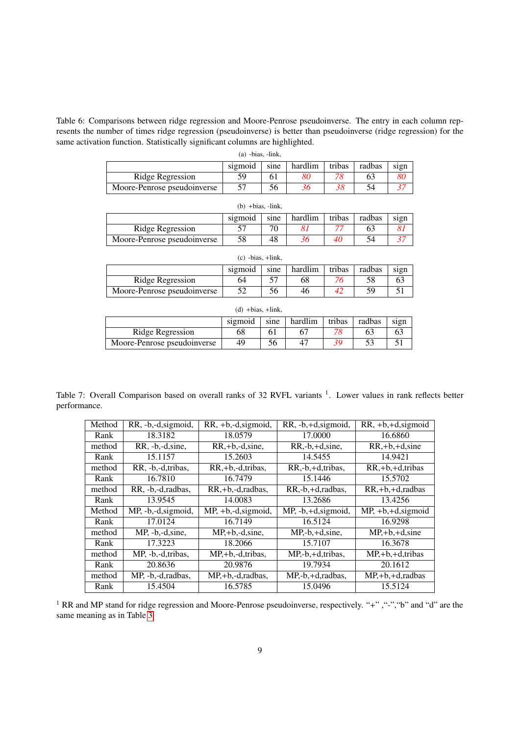Table 6: Comparisons between ridge regression and Moore-Penrose pseudoinverse. The entry in each column represents the number of times ridge regression (pseudoinverse) is better than pseudoinverse (ridge regression) for the same activation function. Statistically significant columns are highlighted.

(a) -bias, -link,

| | sigmoid | sine | hardlim | tribas | radbas | sign |
|---|---|---|---|---|---|---|
| Ridge Regression | 59 | 61 | *80* | *78* | 63 | *80* |
| Moore-Penrose pseudoinverse | 57 | 56 | *36* | *38* | 54 | *37* |

(b) +bias, -link,

| | sigmoid | sine | hardlim | tribas | radbas | sign |
|---|---|---|---|---|---|---|
| Ridge Regression | 57 | 70 | *81* | *77* | 63 | *81* |
| Moore-Penrose pseudoinverse | 58 | 48 | *36* | *40* | 54 | *37* |

(c) -bias, +link,

| | sigmoid | sine | hardlim | tribas | radbas | sign |
|---|---|---|---|---|---|---|
| Ridge Regression | 64 | 57 | 68 | *76* | 58 | 63 |
| Moore-Penrose pseudoinverse | 52 | 56 | 46 | *42* | 59 | 51 |

(d) +bias, +link,

| | sigmoid | sine | hardlim | tribas | radbas | sign |
|---|---|---|---|---|---|---|
| Ridge Regression | 68 | 61 | 67 | *78* | 63 | 63 |
| Moore-Penrose pseudoinverse | 49 | 56 | 47 | *39* | 53 | 51 |

Table 7: Overall Comparison based on overall ranks of 32 RVFL variants [1]. Lower values in rank reflects better performance.

| Method | RR, -b,-d,sigmoid, | RR, +b,-d,sigmoid, | RR, -b,+d,sigmoid, | RR, +b,+d,sigmoid |
|---|---|---|---|---|
| Rank | 18.3182 | 18.0579 | 17.0000 | 16.6860 |
| method | RR, -b,-d,sine, | RR,+b,-d,sine, | RR,-b,+d,sine, | RR,+b,+d,sine |
| Rank | 15.1157 | 15.2603 | 14.5455 | 14.9421 |
| method | RR, -b,-d,tribas, | RR,+b,-d,tribas, | RR,-b,+d,tribas, | RR,+b,+d,tribas |
| Rank | 16.7810 | 16.7479 | 15.1446 | 15.5702 |
| method | RR, -b,-d,radbas, | RR,+b,-d,radbas, | RR,-b,+d,radbas, | RR,+b,+d,radbas |
| Rank | 13.9545 | 14.0083 | 13.2686 | 13.4256 |
| Method | MP, -b,-d,sigmoid, | MP, +b,-d,sigmoid, | MP, -b,+d,sigmoid, | MP, +b,+d,sigmoid |
| Rank | 17.0124 | 16.7149 | 16.5124 | 16.9298 |
| method | MP, -b,-d,sine, | MP,+b,-d,sine, | MP,-b,+d,sine, | MP,+b,+d,sine |
| Rank | 17.3223 | 18.2066 | 15.7107 | 16.3678 |
| method | MP, -b,-d,tribas, | MP,+b,-d,tribas, | MP,-b,+d,tribas, | MP,+b,+d,tribas |
| Rank | 20.8636 | 20.9876 | 19.7934 | 20.1612 |
| method | MP, -b,-d,radbas, | MP,+b,-d,radbas, | MP,-b,+d,radbas, | MP,+b,+d,radbas |
| Rank | 15.4504 | 16.5785 | 15.0496 | 15.5124 |

[1] RR and MP stand for ridge regression and Moore-Penrose pseudoinverse, respectively. "+" ,"-","b" and "d" are the same meaning as in Table 3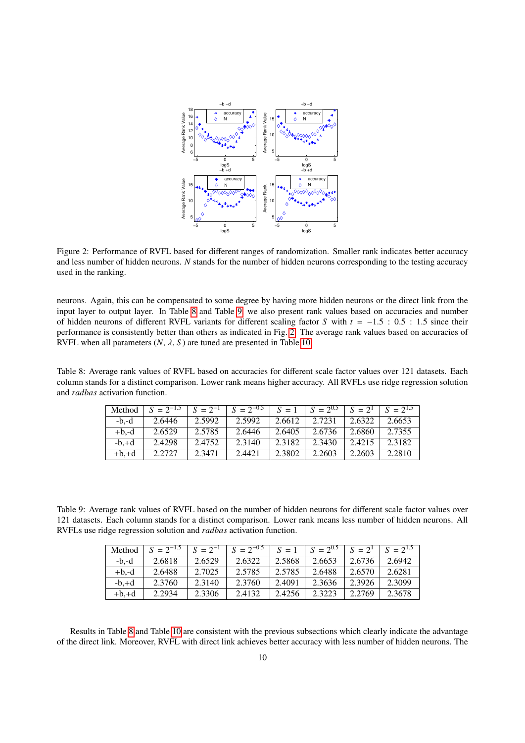Figure 2: Performance of RVFL based for different ranges of randomization. Smaller rank indicates better accuracy and less number of hidden neurons. $N$ stands for the number of hidden neurons corresponding to the testing accuracy used in the ranking.

neurons. Again, this can be compensated to some degree by having more hidden neurons or the direct link from the input layer to output layer. In Table 8 and Table 9, we also present rank values based on accuracies and number of hidden neurons of different RVFL variants for different scaling factor $S$ with $t = -1.5 : 0.5 : 1.5$ since their performance is consistently better than others as indicated in Fig. 2. The average rank values based on accuracies of RVFL when all parameters ($N$, $\lambda$, $S$) are tuned are presented in Table 10.

Table 8: Average rank values of RVFL based on accuracies for different scale factor values over 121 datasets. Each column stands for a distinct comparison. Lower rank means higher accuracy. All RVFLs use ridge regression solution and *radbas* activation function.

| Method | $S = 2^{-1.5}$ | $S = 2^{-1}$ | $S = 2^{-0.5}$ | $S = 1$ | $S = 2^{0.5}$ | $S = 2^{1}$ | $S = 2^{1.5}$ |
|---|---|---|---|---|---|---|---|
| -b,-d | 2.6446 | 2.5992 | 2.5992 | 2.6612 | 2.7231 | 2.6322 | 2.6653 |
| +b,-d | 2.6529 | 2.5785 | 2.6446 | 2.6405 | 2.6736 | 2.6860 | 2.7355 |
| -b,+d | 2.4298 | 2.4752 | 2.3140 | 2.3182 | 2.3430 | 2.4215 | 2.3182 |
| +b,+d | 2.2727 | 2.3471 | 2.4421 | 2.3802 | 2.2603 | 2.2603 | 2.2810 |

Table 9: Average rank values of RVFL based on the number of hidden neurons for different scale factor values over 121 datasets. Each column stands for a distinct comparison. Lower rank means less number of hidden neurons. All RVFLs use ridge regression solution and *radbas* activation function.

| Method | $S = 2^{-1.5}$ | $S = 2^{-1}$ | $S = 2^{-0.5}$ | $S = 1$ | $S = 2^{0.5}$ | $S = 2^{1}$ | $S = 2^{1.5}$ |
|---|---|---|---|---|---|---|---|
| -b,-d | 2.6818 | 2.6529 | 2.6322 | 2.5868 | 2.6653 | 2.6736 | 2.6942 |
| +b,-d | 2.6488 | 2.7025 | 2.5785 | 2.5785 | 2.6488 | 2.6570 | 2.6281 |
| -b,+d | 2.3760 | 2.3140 | 2.3760 | 2.4091 | 2.3636 | 2.3926 | 2.3099 |
| +b,+d | 2.2934 | 2.3306 | 2.4132 | 2.4256 | 2.3223 | 2.2769 | 2.3678 |

Results in Table 8 and Table 10 are consistent with the previous subsections which clearly indicate the advantage of the direct link. Moreover, RVFL with direct link achieves better accuracy with less number of hidden neurons. The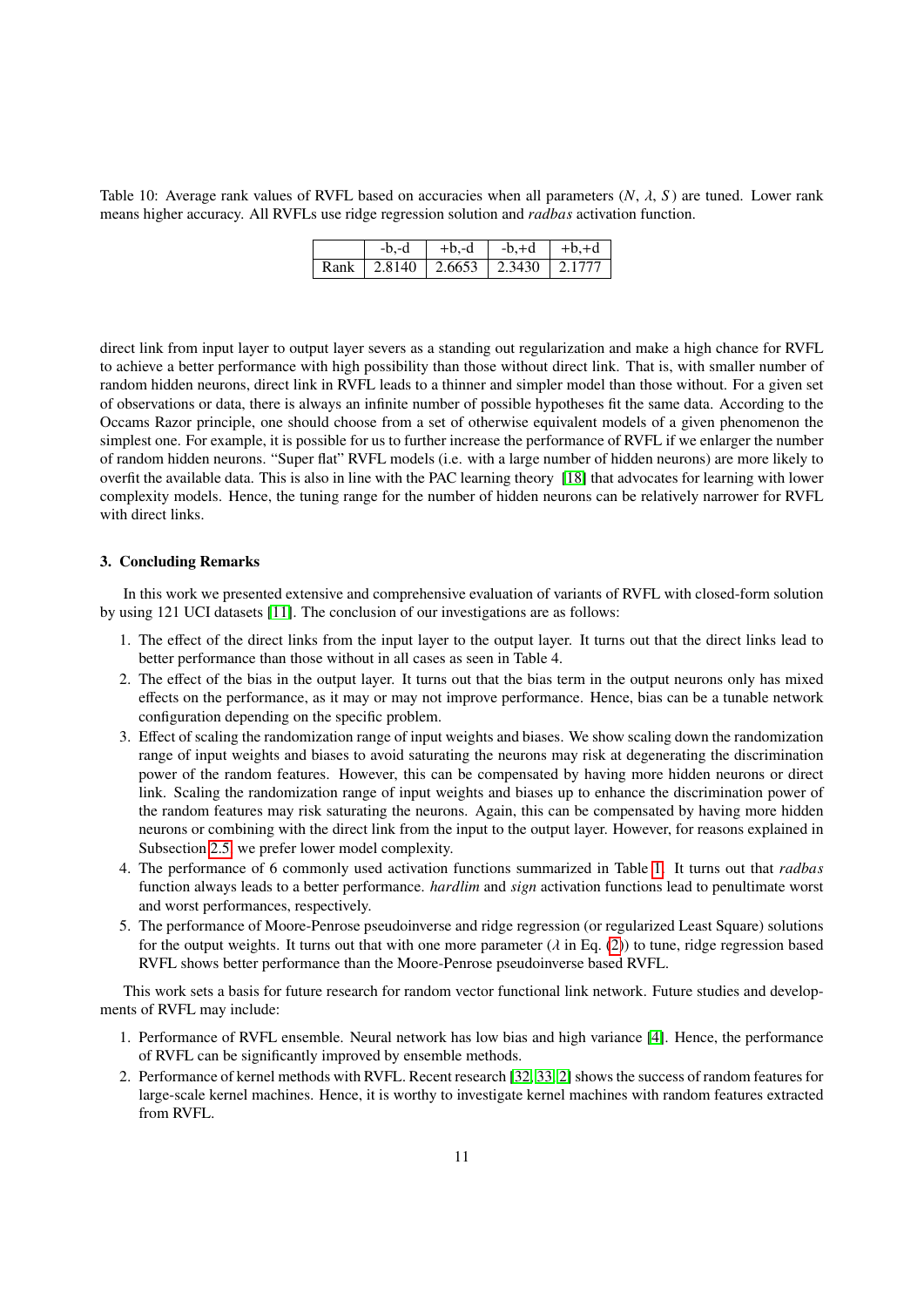Table 10: Average rank values of RVFL based on accuracies when all parameters ($N$, $\lambda$, $S$) are tuned. Lower rank means higher accuracy. All RVFLs use ridge regression solution and *radbas* activation function.

|  | -b,-d | +b,-d | -b,+d | +b,+d |
|---|---|---|---|---|
| Rank | 2.8140 | 2.6653 | 2.3430 | 2.1777 |

direct link from input layer to output layer severs as a standing out regularization and make a high chance for RVFL to achieve a better performance with high possibility than those without direct link. That is, with smaller number of random hidden neurons, direct link in RVFL leads to a thinner and simpler model than those without. For a given set of observations or data, there is always an infinite number of possible hypotheses fit the same data. According to the Occams Razor principle, one should choose from a set of otherwise equivalent models of a given phenomenon the simplest one. For example, it is possible for us to further increase the performance of RVFL if we enlarger the number of random hidden neurons. "Super flat" RVFL models (i.e. with a large number of hidden neurons) are more likely to overfit the available data. This is also in line with the PAC learning theory [18] that advocates for learning with lower complexity models. Hence, the tuning range for the number of hidden neurons can be relatively narrower for RVFL with direct links.

## 3. Concluding Remarks

In this work we presented extensive and comprehensive evaluation of variants of RVFL with closed-form solution by using 121 UCI datasets [11]. The conclusion of our investigations are as follows:

1. The effect of the direct links from the input layer to the output layer. It turns out that the direct links lead to better performance than those without in all cases as seen in Table 4.
2. The effect of the bias in the output layer. It turns out that the bias term in the output neurons only has mixed effects on the performance, as it may or may not improve performance. Hence, bias can be a tunable network configuration depending on the specific problem.
3. Effect of scaling the randomization range of input weights and biases. We show scaling down the randomization range of input weights and biases to avoid saturating the neurons may risk at degenerating the discrimination power of the random features. However, this can be compensated by having more hidden neurons or direct link. Scaling the randomization range of input weights and biases up to enhance the discrimination power of the random features may risk saturating the neurons. Again, this can be compensated by having more hidden neurons or combining with the direct link from the input to the output layer. However, for reasons explained in Subsection 2.5, we prefer lower model complexity.
4. The performance of 6 commonly used activation functions summarized in Table 1. It turns out that *radbas* function always leads to a better performance. *hardlim* and *sign* activation functions lead to penultimate worst and worst performances, respectively.
5. The performance of Moore-Penrose pseudoinverse and ridge regression (or regularized Least Square) solutions for the output weights. It turns out that with one more parameter ($\lambda$ in Eq. (2)) to tune, ridge regression based RVFL shows better performance than the Moore-Penrose pseudoinverse based RVFL.

This work sets a basis for future research for random vector functional link network. Future studies and developments of RVFL may include:

1. Performance of RVFL ensemble. Neural network has low bias and high variance [4]. Hence, the performance of RVFL can be significantly improved by ensemble methods.
2. Performance of kernel methods with RVFL. Recent research [32, 33, 2] shows the success of random features for large-scale kernel machines. Hence, it is worthy to investigate kernel machines with random features extracted from RVFL.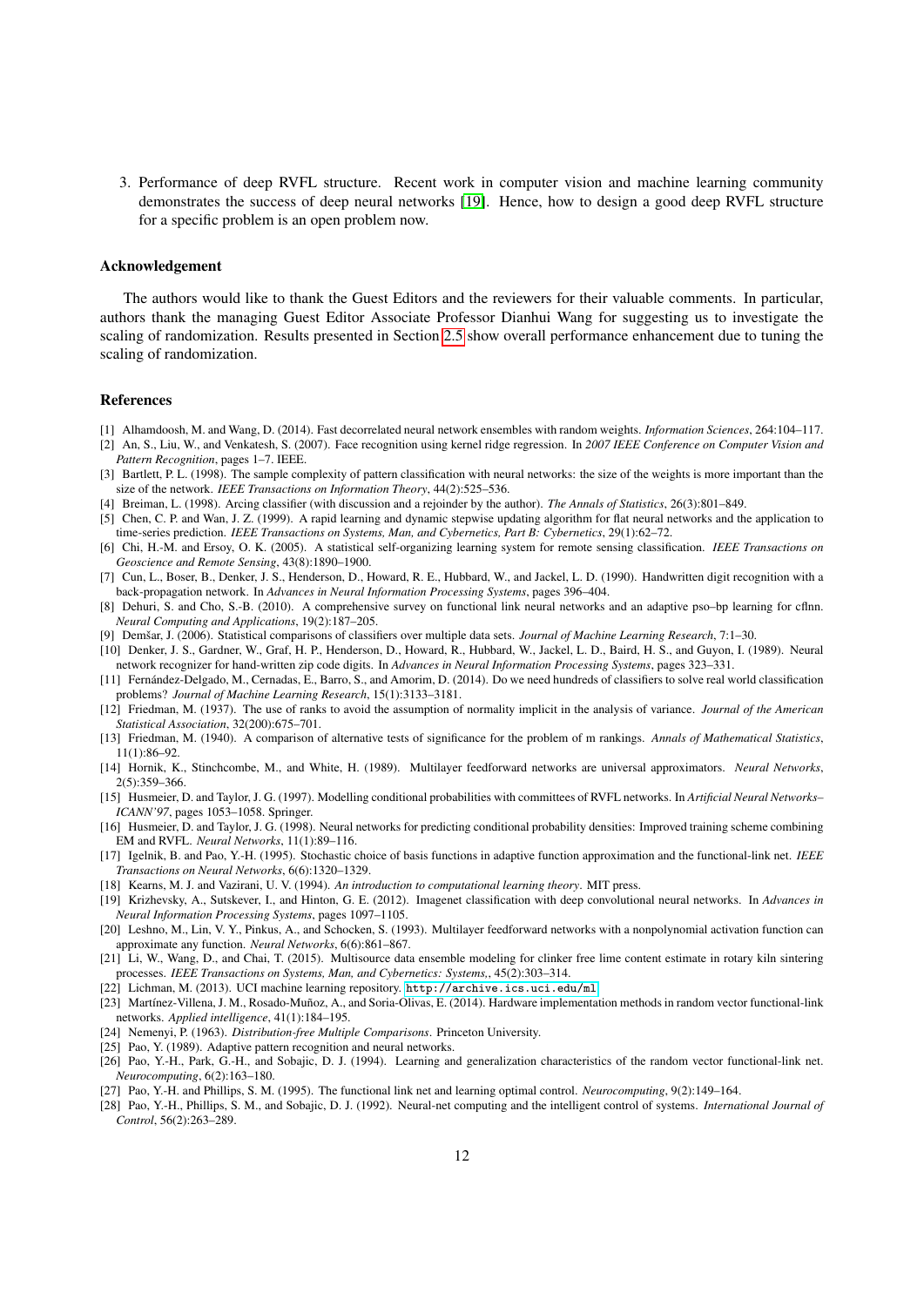3. Performance of deep RVFL structure. Recent work in computer vision and machine learning community demonstrates the success of deep neural networks [19]. Hence, how to design a good deep RVFL structure for a specific problem is an open problem now.

### Acknowledgement

The authors would like to thank the Guest Editors and the reviewers for their valuable comments. In particular, authors thank the managing Guest Editor Associate Professor Dianhui Wang for suggesting us to investigate the scaling of randomization. Results presented in Section 2.5 show overall performance enhancement due to tuning the scaling of randomization.

### References

[1] Alhamdoosh, M. and Wang, D. (2014). Fast decorrelated neural network ensembles with random weights. *Information Sciences*, 264:104–117.

[2] An, S., Liu, W., and Venkatesh, S. (2007). Face recognition using kernel ridge regression. In *2007 IEEE Conference on Computer Vision and Pattern Recognition*, pages 1–7. IEEE.

[3] Bartlett, P. L. (1998). The sample complexity of pattern classification with neural networks: the size of the weights is more important than the size of the network. *IEEE Transactions on Information Theory*, 44(2):525–536.

[4] Breiman, L. (1998). Arcing classifier (with discussion and a rejoinder by the author). *The Annals of Statistics*, 26(3):801–849.

[5] Chen, C. P. and Wan, J. Z. (1999). A rapid learning and dynamic stepwise updating algorithm for flat neural networks and the application to time-series prediction. *IEEE Transactions on Systems, Man, and Cybernetics, Part B: Cybernetics*, 29(1):62–72.

[6] Chi, H.-M. and Ersoy, O. K. (2005). A statistical self-organizing learning system for remote sensing classification. *IEEE Transactions on Geoscience and Remote Sensing*, 43(8):1890–1900.

[7] Cun, L., Boser, B., Denker, J. S., Henderson, D., Howard, R. E., Hubbard, W., and Jackel, L. D. (1990). Handwritten digit recognition with a back-propagation network. In *Advances in Neural Information Processing Systems*, pages 396–404.

[8] Dehuri, S. and Cho, S.-B. (2010). A comprehensive survey on functional link neural networks and an adaptive pso–bp learning for cflnn. *Neural Computing and Applications*, 19(2):187–205.

[9] Demšar, J. (2006). Statistical comparisons of classifiers over multiple data sets. *Journal of Machine Learning Research*, 7:1–30.

[10] Denker, J. S., Gardner, W., Graf, H. P., Henderson, D., Howard, R., Hubbard, W., Jackel, L. D., Baird, H. S., and Guyon, I. (1989). Neural network recognizer for hand-written zip code digits. In *Advances in Neural Information Processing Systems*, pages 323–331.

[11] Fernández-Delgado, M., Cernadas, E., Barro, S., and Amorim, D. (2014). Do we need hundreds of classifiers to solve real world classification problems? *Journal of Machine Learning Research*, 15(1):3133–3181.

[12] Friedman, M. (1937). The use of ranks to avoid the assumption of normality implicit in the analysis of variance. *Journal of the American Statistical Association*, 32(200):675–701.

[13] Friedman, M. (1940). A comparison of alternative tests of significance for the problem of m rankings. *Annals of Mathematical Statistics*, 11(1):86–92.

[14] Hornik, K., Stinchcombe, M., and White, H. (1989). Multilayer feedforward networks are universal approximators. *Neural Networks*, 2(5):359–366.

[15] Husmeier, D. and Taylor, J. G. (1997). Modelling conditional probabilities with committees of RVFL networks. In *Artificial Neural Networks–ICANN'97*, pages 1053–1058. Springer.

[16] Husmeier, D. and Taylor, J. G. (1998). Neural networks for predicting conditional probability densities: Improved training scheme combining EM and RVFL. *Neural Networks*, 11(1):89–116.

[17] Igelnik, B. and Pao, Y.-H. (1995). Stochastic choice of basis functions in adaptive function approximation and the functional-link net. *IEEE Transactions on Neural Networks*, 6(6):1320–1329.

[18] Kearns, M. J. and Vazirani, U. V. (1994). *An introduction to computational learning theory*. MIT press.

[19] Krizhevsky, A., Sutskever, I., and Hinton, G. E. (2012). Imagenet classification with deep convolutional neural networks. In *Advances in Neural Information Processing Systems*, pages 1097–1105.

[20] Leshno, M., Lin, V. Y., Pinkus, A., and Schocken, S. (1993). Multilayer feedforward networks with a nonpolynomial activation function can approximate any function. *Neural Networks*, 6(6):861–867.

[21] Li, W., Wang, D., and Chai, T. (2015). Multisource data ensemble modeling for clinker free lime content estimate in rotary kiln sintering processes. *IEEE Transactions on Systems, Man, and Cybernetics: Systems,*, 45(2):303–314.

[22] Lichman, M. (2013). UCI machine learning repository. `http://archive.ics.uci.edu/ml`.

[23] Martínez-Villena, J. M., Rosado-Muñoz, A., and Soria-Olivas, E. (2014). Hardware implementation methods in random vector functional-link networks. *Applied intelligence*, 41(1):184–195.

[24] Nemenyi, P. (1963). *Distribution-free Multiple Comparisons*. Princeton University.

[25] Pao, Y. (1989). Adaptive pattern recognition and neural networks.

[26] Pao, Y.-H., Park, G.-H., and Sobajic, D. J. (1994). Learning and generalization characteristics of the random vector functional-link net. *Neurocomputing*, 6(2):163–180.

[27] Pao, Y.-H. and Phillips, S. M. (1995). The functional link net and learning optimal control. *Neurocomputing*, 9(2):149–164.

[28] Pao, Y.-H., Phillips, S. M., and Sobajic, D. J. (1992). Neural-net computing and the intelligent control of systems. *International Journal of Control*, 56(2):263–289.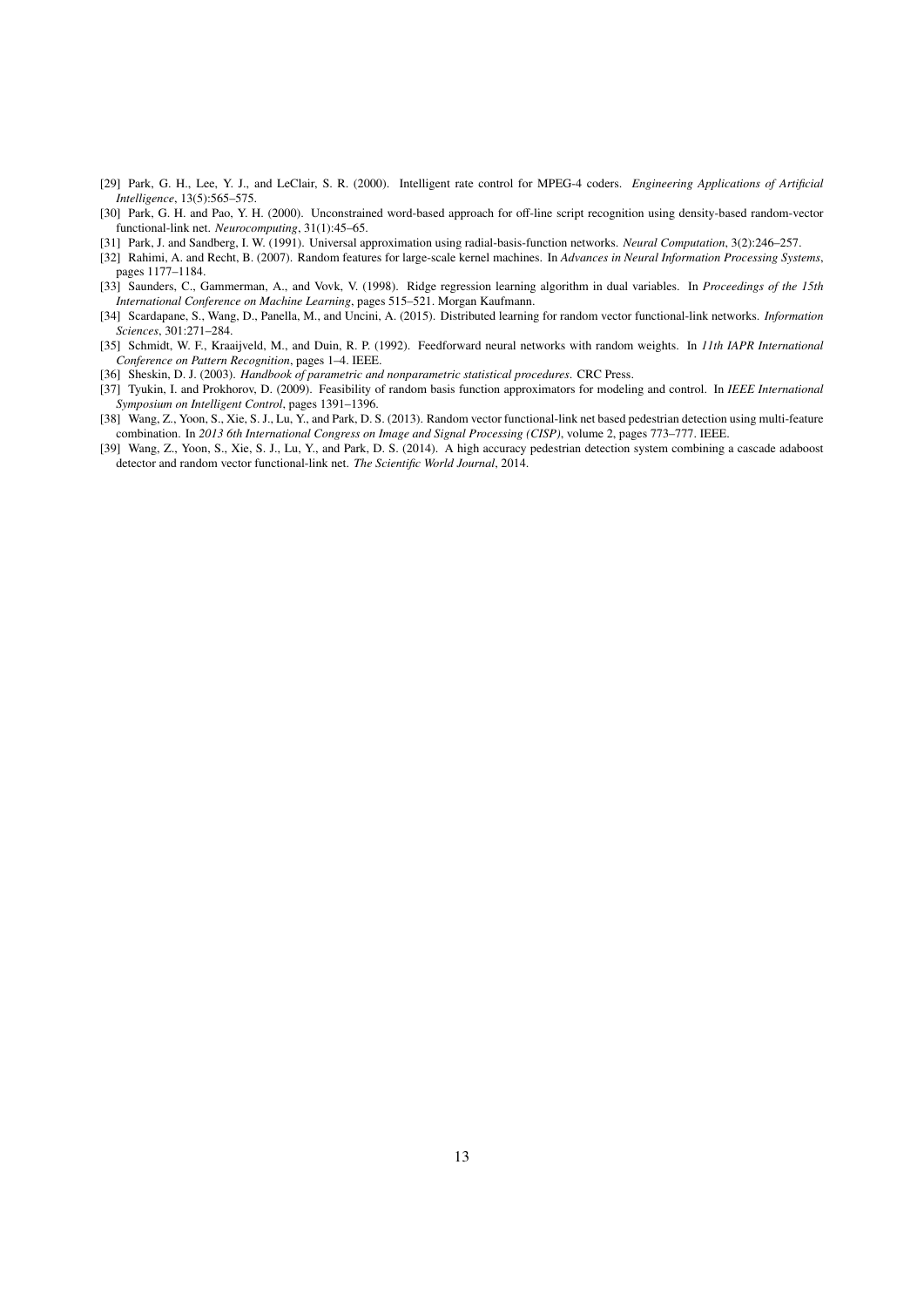[29] Park, G. H., Lee, Y. J., and LeClair, S. R. (2000). Intelligent rate control for MPEG-4 coders. *Engineering Applications of Artificial Intelligence*, 13(5):565–575.

[30] Park, G. H. and Pao, Y. H. (2000). Unconstrained word-based approach for off-line script recognition using density-based random-vector functional-link net. *Neurocomputing*, 31(1):45–65.

[31] Park, J. and Sandberg, I. W. (1991). Universal approximation using radial-basis-function networks. *Neural Computation*, 3(2):246–257.

[32] Rahimi, A. and Recht, B. (2007). Random features for large-scale kernel machines. In *Advances in Neural Information Processing Systems*, pages 1177–1184.

[33] Saunders, C., Gammerman, A., and Vovk, V. (1998). Ridge regression learning algorithm in dual variables. In *Proceedings of the 15th International Conference on Machine Learning*, pages 515–521. Morgan Kaufmann.

[34] Scardapane, S., Wang, D., Panella, M., and Uncini, A. (2015). Distributed learning for random vector functional-link networks. *Information Sciences*, 301:271–284.

[35] Schmidt, W. F., Kraaijveld, M., and Duin, R. P. (1992). Feedforward neural networks with random weights. In *11th IAPR International Conference on Pattern Recognition*, pages 1–4. IEEE.

[36] Sheskin, D. J. (2003). *Handbook of parametric and nonparametric statistical procedures*. CRC Press.

[37] Tyukin, I. and Prokhorov, D. (2009). Feasibility of random basis function approximators for modeling and control. In *IEEE International Symposium on Intelligent Control*, pages 1391–1396.

[38] Wang, Z., Yoon, S., Xie, S. J., Lu, Y., and Park, D. S. (2013). Random vector functional-link net based pedestrian detection using multi-feature combination. In *2013 6th International Congress on Image and Signal Processing (CISP)*, volume 2, pages 773–777. IEEE.

[39] Wang, Z., Yoon, S., Xie, S. J., Lu, Y., and Park, D. S. (2014). A high accuracy pedestrian detection system combining a cascade adaboost detector and random vector functional-link net. *The Scientific World Journal*, 2014.